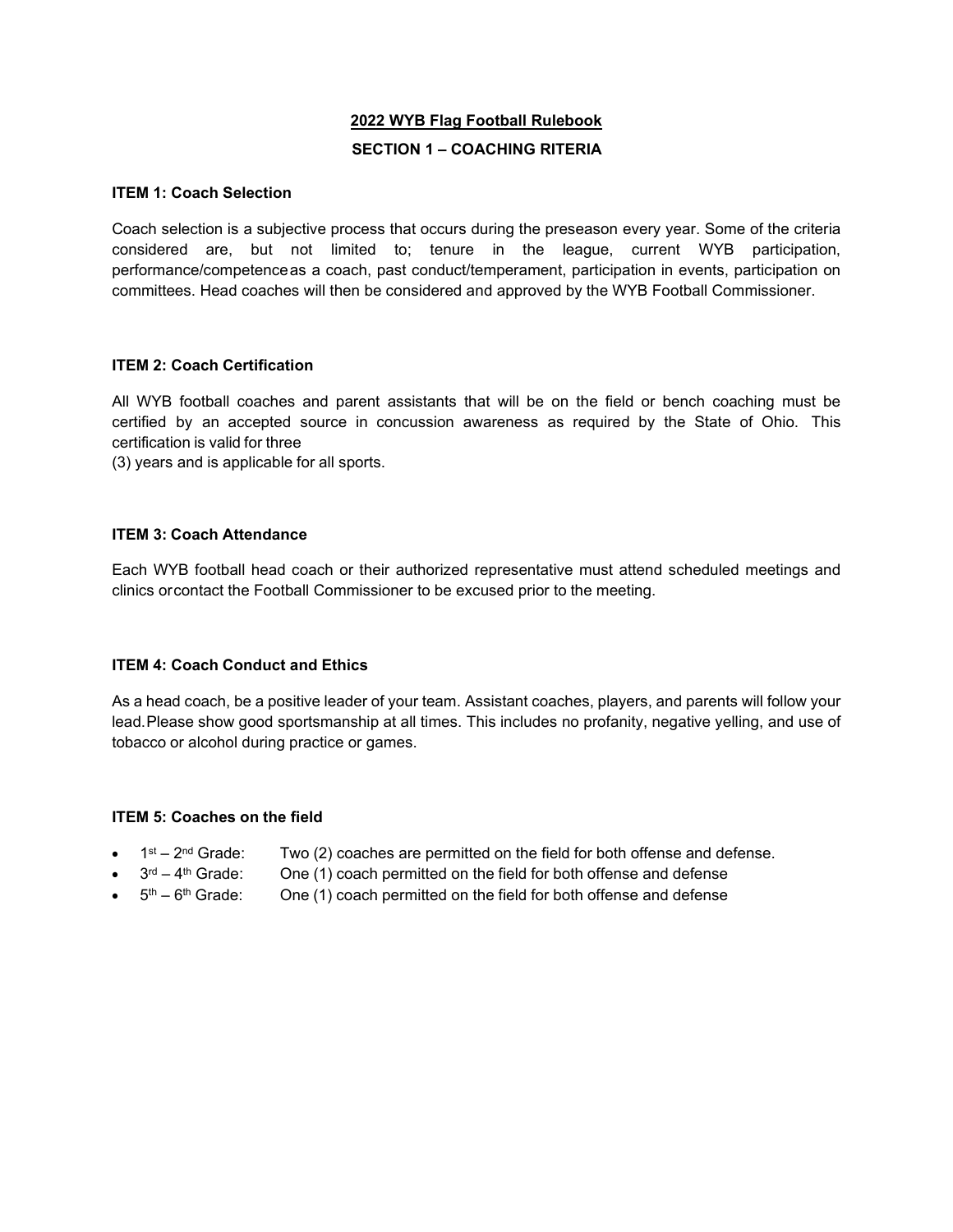# 2022 WYB Flag Football Rulebook

## SECTION 1 – COACHING RITERIA

### ITEM 1: Coach Selection

Coach selection is a subjective process that occurs during the preseason every year. Some of the criteria considered are, but not limited to; tenure in the league, current WYB participation, performance/competenceas a coach, past conduct/temperament, participation in events, participation on committees. Head coaches will then be considered and approved by the WYB Football Commissioner.

### ITEM 2: Coach Certification

All WYB football coaches and parent assistants that will be on the field or bench coaching must be certified by an accepted source in concussion awareness as required by the State of Ohio. This certification is valid for three
(3) years and is applicable for all sports.

### ITEM 3: Coach Attendance

Each WYB football head coach or their authorized representative must attend scheduled meetings and clinics orcontact the Football Commissioner to be excused prior to the meeting.

### ITEM 4: Coach Conduct and Ethics

As a head coach, be a positive leader of your team. Assistant coaches, players, and parents will follow your lead.Please show good sportsmanship at all times. This includes no profanity, negative yelling, and use of tobacco or alcohol during practice or games.

### ITEM 5: Coaches on the field

- 1st – 2nd Grade: Two (2) coaches are permitted on the field for both offense and defense.
- 3rd – 4th Grade: One (1) coach permitted on the field for both offense and defense
- 5th – 6th Grade: One (1) coach permitted on the field for both offense and defense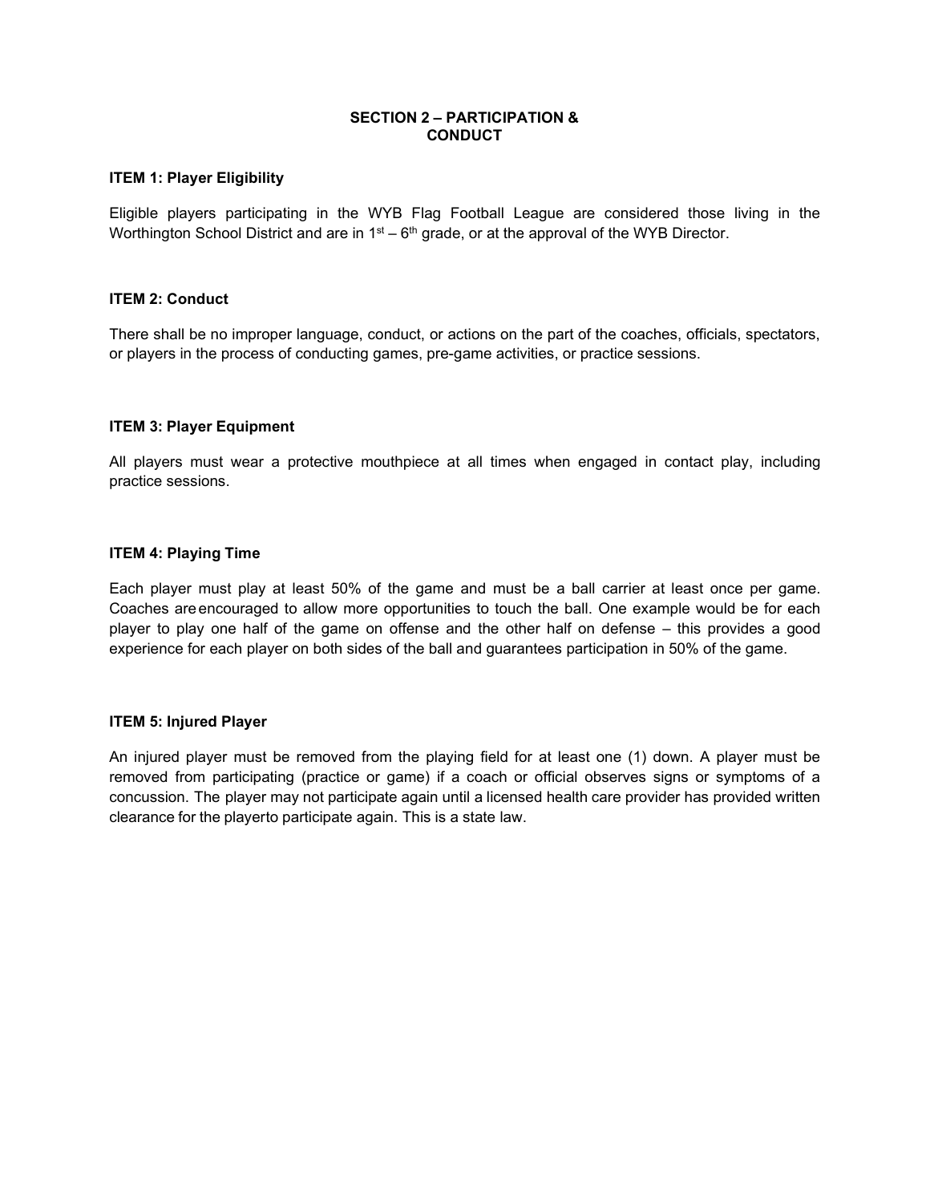## SECTION 2 – PARTICIPATION & CONDUCT

**ITEM 1: Player Eligibility**

Eligible players participating in the WYB Flag Football League are considered those living in the Worthington School District and are in 1st – 6th grade, or at the approval of the WYB Director.

**ITEM 2: Conduct**

There shall be no improper language, conduct, or actions on the part of the coaches, officials, spectators, or players in the process of conducting games, pre-game activities, or practice sessions.

**ITEM 3: Player Equipment**

All players must wear a protective mouthpiece at all times when engaged in contact play, including practice sessions.

**ITEM 4: Playing Time**

Each player must play at least 50% of the game and must be a ball carrier at least once per game. Coaches are encouraged to allow more opportunities to touch the ball. One example would be for each player to play one half of the game on offense and the other half on defense – this provides a good experience for each player on both sides of the ball and guarantees participation in 50% of the game.

**ITEM 5: Injured Player**

An injured player must be removed from the playing field for at least one (1) down. A player must be removed from participating (practice or game) if a coach or official observes signs or symptoms of a concussion. The player may not participate again until a licensed health care provider has provided written clearance for the playerto participate again. This is a state law.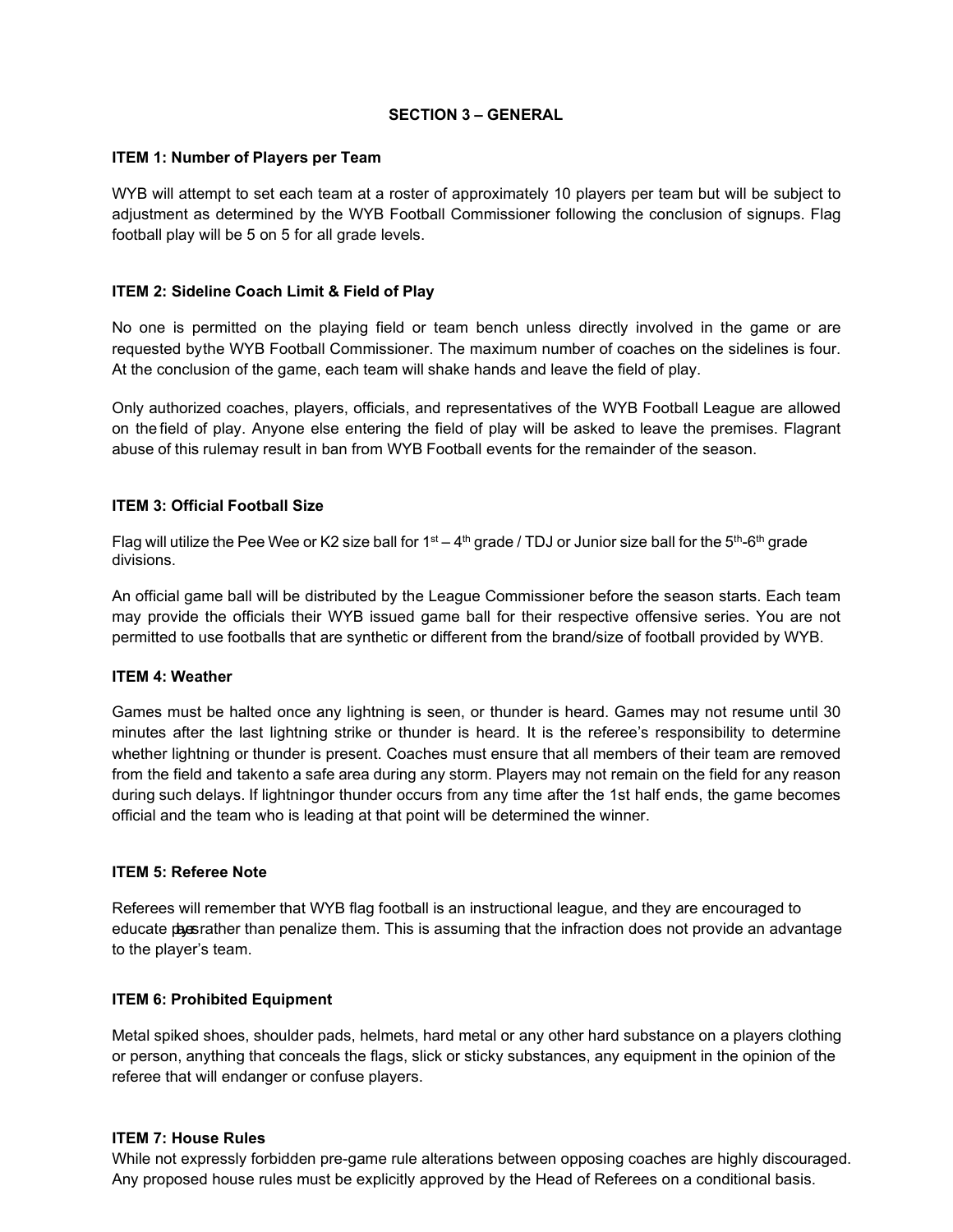## SECTION 3 – GENERAL

### ITEM 1: Number of Players per Team

WYB will attempt to set each team at a roster of approximately 10 players per team but will be subject to adjustment as determined by the WYB Football Commissioner following the conclusion of signups. Flag football play will be 5 on 5 for all grade levels.

### ITEM 2: Sideline Coach Limit & Field of Play

No one is permitted on the playing field or team bench unless directly involved in the game or are requested bythe WYB Football Commissioner. The maximum number of coaches on the sidelines is four. At the conclusion of the game, each team will shake hands and leave the field of play.

Only authorized coaches, players, officials, and representatives of the WYB Football League are allowed on the field of play. Anyone else entering the field of play will be asked to leave the premises. Flagrant abuse of this rulemay result in ban from WYB Football events for the remainder of the season.

### ITEM 3: Official Football Size

Flag will utilize the Pee Wee or K2 size ball for 1st – 4th grade / TDJ or Junior size ball for the 5th-6th grade divisions.

An official game ball will be distributed by the League Commissioner before the season starts. Each team may provide the officials their WYB issued game ball for their respective offensive series. You are not permitted to use footballs that are synthetic or different from the brand/size of football provided by WYB.

### ITEM 4: Weather

Games must be halted once any lightning is seen, or thunder is heard. Games may not resume until 30 minutes after the last lightning strike or thunder is heard. It is the referee's responsibility to determine whether lightning or thunder is present. Coaches must ensure that all members of their team are removed from the field and takento a safe area during any storm. Players may not remain on the field for any reason during such delays. If lightningor thunder occurs from any time after the 1st half ends, the game becomes official and the team who is leading at that point will be determined the winner.

### ITEM 5: Referee Note

Referees will remember that WYB flag football is an instructional league, and they are encouraged to educate players rather than penalize them. This is assuming that the infraction does not provide an advantage to the player's team.

### ITEM 6: Prohibited Equipment

Metal spiked shoes, shoulder pads, helmets, hard metal or any other hard substance on a players clothing or person, anything that conceals the flags, slick or sticky substances, any equipment in the opinion of the referee that will endanger or confuse players.

### ITEM 7: House Rules

While not expressly forbidden pre-game rule alterations between opposing coaches are highly discouraged. Any proposed house rules must be explicitly approved by the Head of Referees on a conditional basis.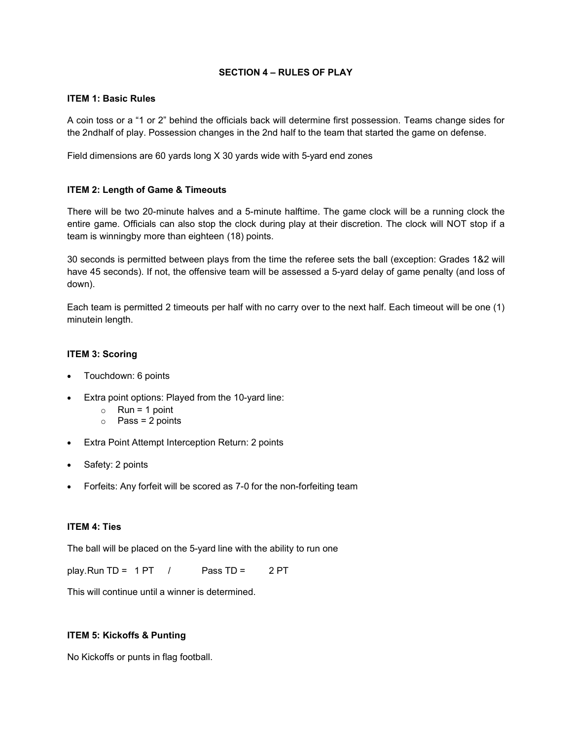# SECTION 4 – RULES OF PLAY

## ITEM 1: Basic Rules

A coin toss or a “1 or 2” behind the officials back will determine first possession. Teams change sides for the 2ndhalf of play. Possession changes in the 2nd half to the team that started the game on defense.

Field dimensions are 60 yards long X 30 yards wide with 5-yard end zones

## ITEM 2: Length of Game & Timeouts

There will be two 20-minute halves and a 5-minute halftime. The game clock will be a running clock the entire game. Officials can also stop the clock during play at their discretion. The clock will NOT stop if a team is winningby more than eighteen (18) points.

30 seconds is permitted between plays from the time the referee sets the ball (exception: Grades 1&2 will have 45 seconds). If not, the offensive team will be assessed a 5-yard delay of game penalty (and loss of down).

Each team is permitted 2 timeouts per half with no carry over to the next half. Each timeout will be one (1) minutein length.

## ITEM 3: Scoring

- Touchdown: 6 points
- Extra point options: Played from the 10-yard line:
  - Run = 1 point
  - Pass = 2 points
- Extra Point Attempt Interception Return: 2 points
- Safety: 2 points
- Forfeits: Any forfeit will be scored as 7-0 for the non-forfeiting team

## ITEM 4: Ties

The ball will be placed on the 5-yard line with the ability to run one

play.Run TD = 1 PT / Pass TD = 2 PT

This will continue until a winner is determined.

## ITEM 5: Kickoffs & Punting

No Kickoffs or punts in flag football.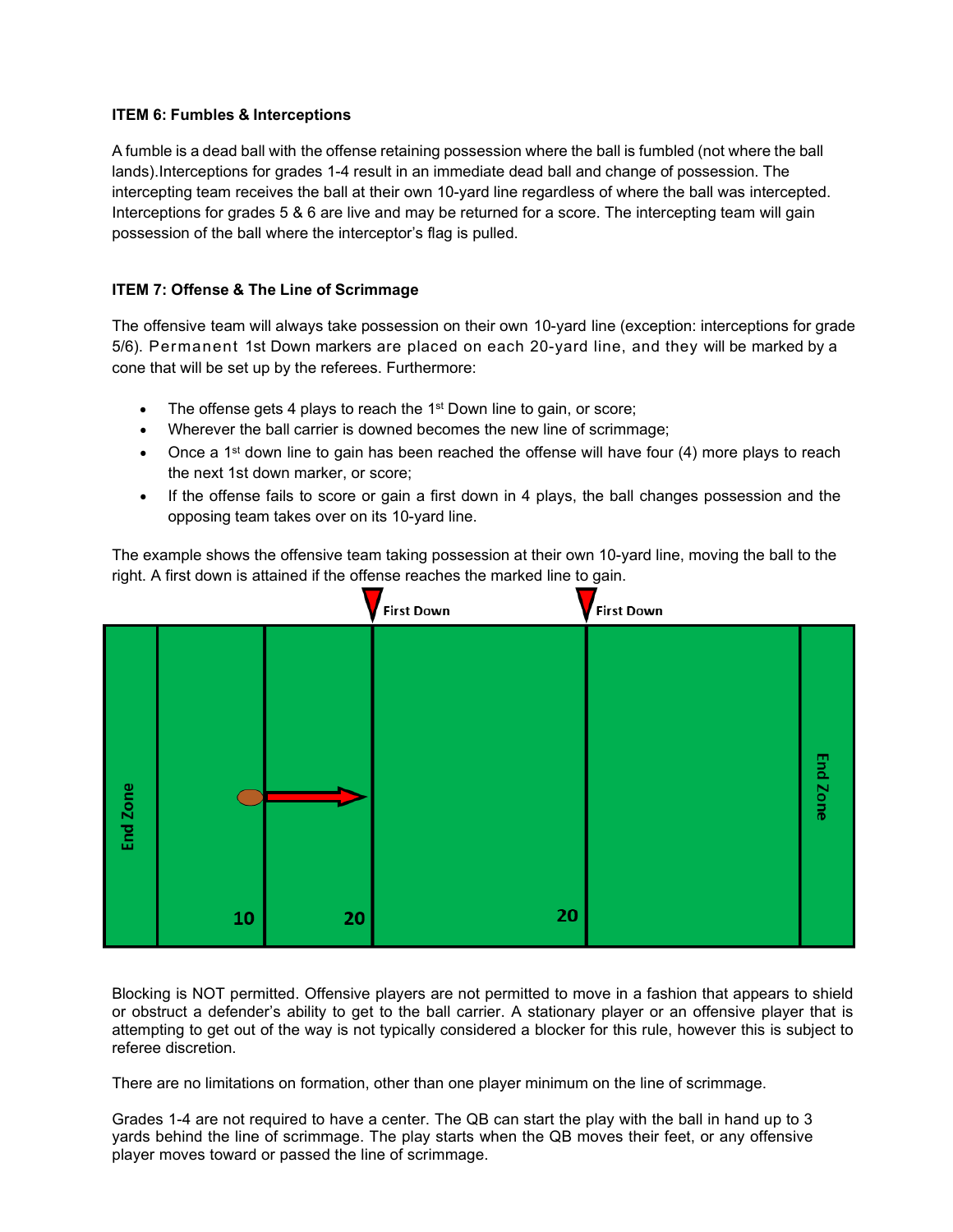**ITEM 6: Fumbles & Interceptions**

A fumble is a dead ball with the offense retaining possession where the ball is fumbled (not where the ball lands).Interceptions for grades 1-4 result in an immediate dead ball and change of possession. The intercepting team receives the ball at their own 10-yard line regardless of where the ball was intercepted. Interceptions for grades 5 & 6 are live and may be returned for a score. The intercepting team will gain possession of the ball where the interceptor's flag is pulled.

**ITEM 7: Offense & The Line of Scrimmage**

The offensive team will always take possession on their own 10-yard line (exception: interceptions for grade 5/6). Permanent 1st Down markers are placed on each 20-yard line, and they will be marked by a cone that will be set up by the referees. Furthermore:

- The offense gets 4 plays to reach the 1st Down line to gain, or score;
- Wherever the ball carrier is downed becomes the new line of scrimmage;
- Once a 1st down line to gain has been reached the offense will have four (4) more plays to reach the next 1st down marker, or score;
- If the offense fails to score or gain a first down in 4 plays, the ball changes possession and the opposing team takes over on its 10-yard line.

The example shows the offensive team taking possession at their own 10-yard line, moving the ball to the right. A first down is attained if the offense reaches the marked line to gain.

Blocking is NOT permitted. Offensive players are not permitted to move in a fashion that appears to shield or obstruct a defender's ability to get to the ball carrier. A stationary player or an offensive player that is attempting to get out of the way is not typically considered a blocker for this rule, however this is subject to referee discretion.

There are no limitations on formation, other than one player minimum on the line of scrimmage.

Grades 1-4 are not required to have a center. The QB can start the play with the ball in hand up to 3 yards behind the line of scrimmage. The play starts when the QB moves their feet, or any offensive player moves toward or passed the line of scrimmage.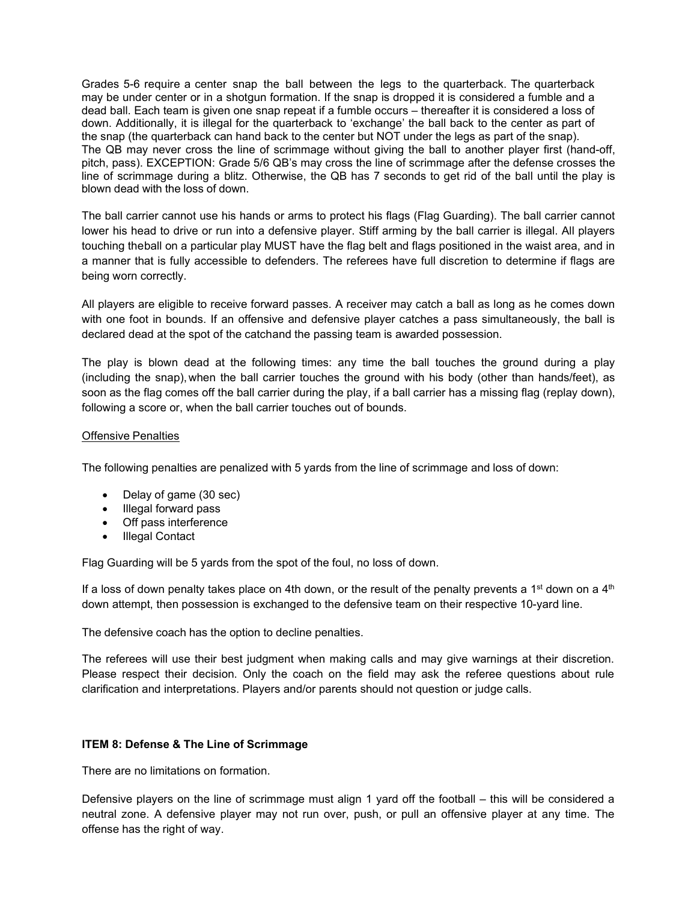Grades 5-6 require a center snap the ball between the legs to the quarterback. The quarterback may be under center or in a shotgun formation. If the snap is dropped it is considered a fumble and a dead ball. Each team is given one snap repeat if a fumble occurs – thereafter it is considered a loss of down. Additionally, it is illegal for the quarterback to 'exchange' the ball back to the center as part of the snap (the quarterback can hand back to the center but NOT under the legs as part of the snap). The QB may never cross the line of scrimmage without giving the ball to another player first (hand-off, pitch, pass). EXCEPTION: Grade 5/6 QB's may cross the line of scrimmage after the defense crosses the line of scrimmage during a blitz. Otherwise, the QB has 7 seconds to get rid of the ball until the play is blown dead with the loss of down.

The ball carrier cannot use his hands or arms to protect his flags (Flag Guarding). The ball carrier cannot lower his head to drive or run into a defensive player. Stiff arming by the ball carrier is illegal. All players touching theball on a particular play MUST have the flag belt and flags positioned in the waist area, and in a manner that is fully accessible to defenders. The referees have full discretion to determine if flags are being worn correctly.

All players are eligible to receive forward passes. A receiver may catch a ball as long as he comes down with one foot in bounds. If an offensive and defensive player catches a pass simultaneously, the ball is declared dead at the spot of the catchand the passing team is awarded possession.

The play is blown dead at the following times: any time the ball touches the ground during a play (including the snap), when the ball carrier touches the ground with his body (other than hands/feet), as soon as the flag comes off the ball carrier during the play, if a ball carrier has a missing flag (replay down), following a score or, when the ball carrier touches out of bounds.

<u>Offensive Penalties</u>

The following penalties are penalized with 5 yards from the line of scrimmage and loss of down:

- Delay of game (30 sec)
- Illegal forward pass
- Off pass interference
- Illegal Contact

Flag Guarding will be 5 yards from the spot of the foul, no loss of down.

If a loss of down penalty takes place on 4th down, or the result of the penalty prevents a 1st down on a 4th down attempt, then possession is exchanged to the defensive team on their respective 10-yard line.

The defensive coach has the option to decline penalties.

The referees will use their best judgment when making calls and may give warnings at their discretion. Please respect their decision. Only the coach on the field may ask the referee questions about rule clarification and interpretations. Players and/or parents should not question or judge calls.

**ITEM 8: Defense & The Line of Scrimmage**

There are no limitations on formation.

Defensive players on the line of scrimmage must align 1 yard off the football – this will be considered a neutral zone. A defensive player may not run over, push, or pull an offensive player at any time. The offense has the right of way.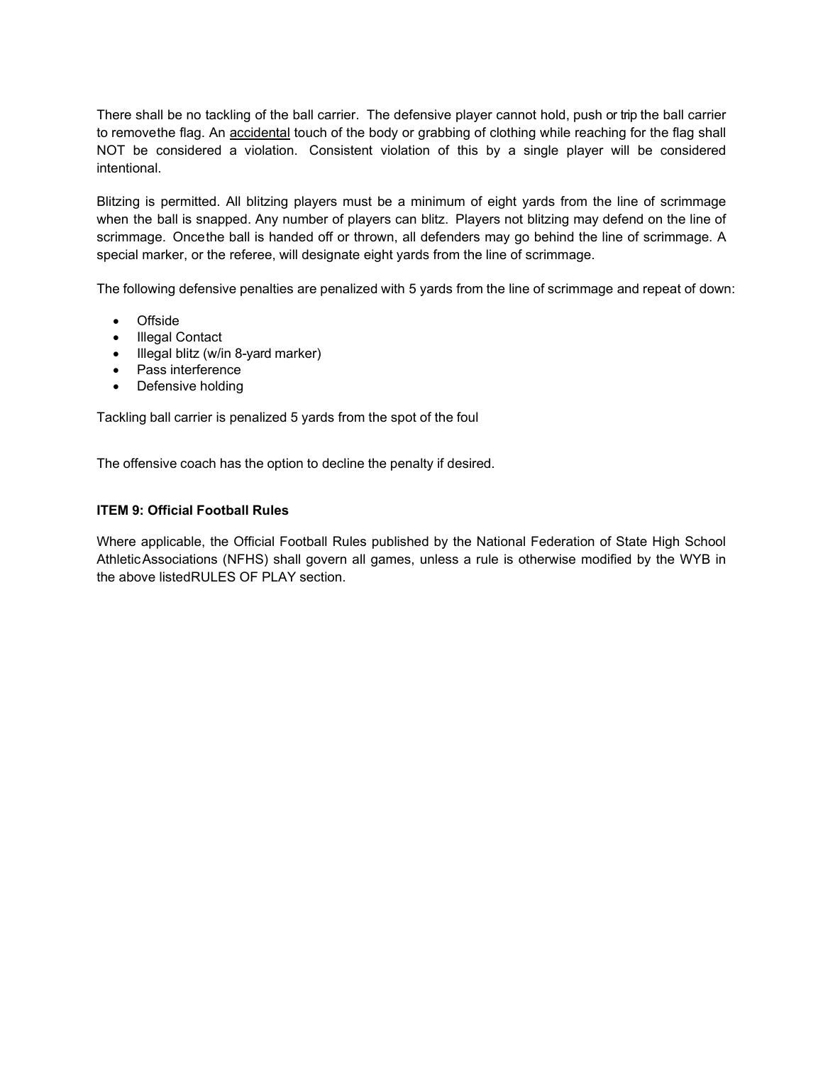There shall be no tackling of the ball carrier. The defensive player cannot hold, push or trip the ball carrier to remove the flag. An accidental touch of the body or grabbing of clothing while reaching for the flag shall NOT be considered a violation. Consistent violation of this by a single player will be considered intentional.

Blitzing is permitted. All blitzing players must be a minimum of eight yards from the line of scrimmage when the ball is snapped. Any number of players can blitz. Players not blitzing may defend on the line of scrimmage. Once the ball is handed off or thrown, all defenders may go behind the line of scrimmage. A special marker, or the referee, will designate eight yards from the line of scrimmage.

The following defensive penalties are penalized with 5 yards from the line of scrimmage and repeat of down:

- Offside
- Illegal Contact
- Illegal blitz (w/in 8-yard marker)
- Pass interference
- Defensive holding

Tackling ball carrier is penalized 5 yards from the spot of the foul

The offensive coach has the option to decline the penalty if desired.

**ITEM 9: Official Football Rules**

Where applicable, the Official Football Rules published by the National Federation of State High School Athletic Associations (NFHS) shall govern all games, unless a rule is otherwise modified by the WYB in the above listed RULES OF PLAY section.